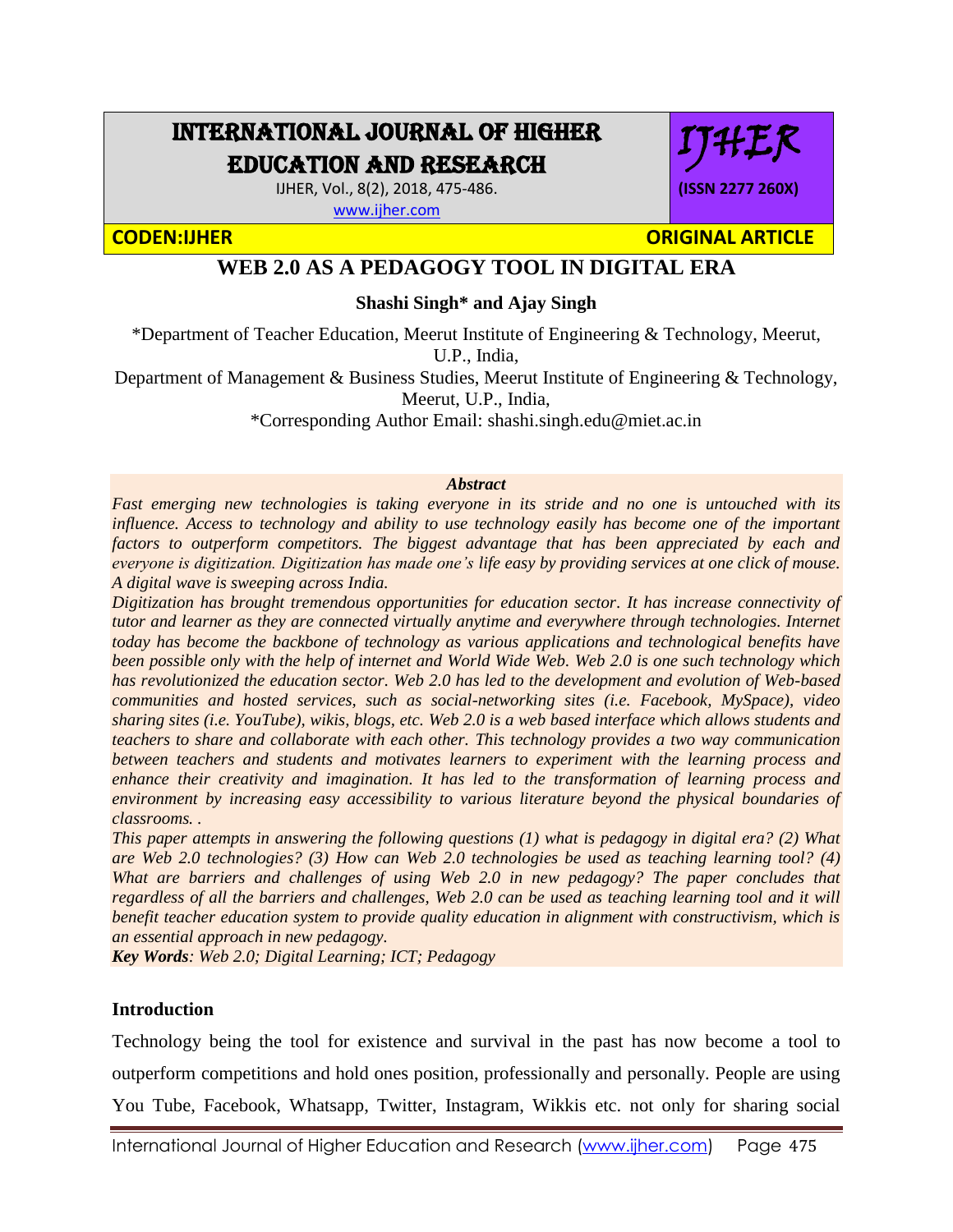# WEB 2.0 AS A PEDAGOGY TOOL IN DIGITAL ERA

**Shashi Singh* and Ajay Singh**

*Department of Teacher Education, Meerut Institute of Engineering & Technology, Meerut, U.P., India,

Department of Management & Business Studies, Meerut Institute of Engineering & Technology, Meerut, U.P., India,

*Corresponding Author Email: shashi.singh.edu@miet.ac.in

***Abstract***

*Fast emerging new technologies is taking everyone in its stride and no one is untouched with its influence. Access to technology and ability to use technology easily has become one of the important factors to outperform competitors. The biggest advantage that has been appreciated by each and everyone is digitization. Digitization has made one's life easy by providing services at one click of mouse. A digital wave is sweeping across India.*

*Digitization has brought tremendous opportunities for education sector. It has increase connectivity of tutor and learner as they are connected virtually anytime and everywhere through technologies. Internet today has become the backbone of technology as various applications and technological benefits have been possible only with the help of internet and World Wide Web. Web 2.0 is one such technology which has revolutionized the education sector. Web 2.0 has led to the development and evolution of Web-based communities and hosted services, such as social-networking sites (i.e. Facebook, MySpace), video sharing sites (i.e. YouTube), wikis, blogs, etc. Web 2.0 is a web based interface which allows students and teachers to share and collaborate with each other. This technology provides a two way communication between teachers and students and motivates learners to experiment with the learning process and enhance their creativity and imagination. It has led to the transformation of learning process and environment by increasing easy accessibility to various literature beyond the physical boundaries of classrooms. .*

*This paper attempts in answering the following questions (1) what is pedagogy in digital era? (2) What are Web 2.0 technologies? (3) How can Web 2.0 technologies be used as teaching learning tool? (4) What are barriers and challenges of using Web 2.0 in new pedagogy? The paper concludes that regardless of all the barriers and challenges, Web 2.0 can be used as teaching learning tool and it will benefit teacher education system to provide quality education in alignment with constructivism, which is an essential approach in new pedagogy.*

***Key Words**: Web 2.0; Digital Learning; ICT; Pedagogy*

## Introduction

Technology being the tool for existence and survival in the past has now become a tool to outperform competitions and hold ones position, professionally and personally. People are using You Tube, Facebook, Whatsapp, Twitter, Instagram, Wikkis etc. not only for sharing social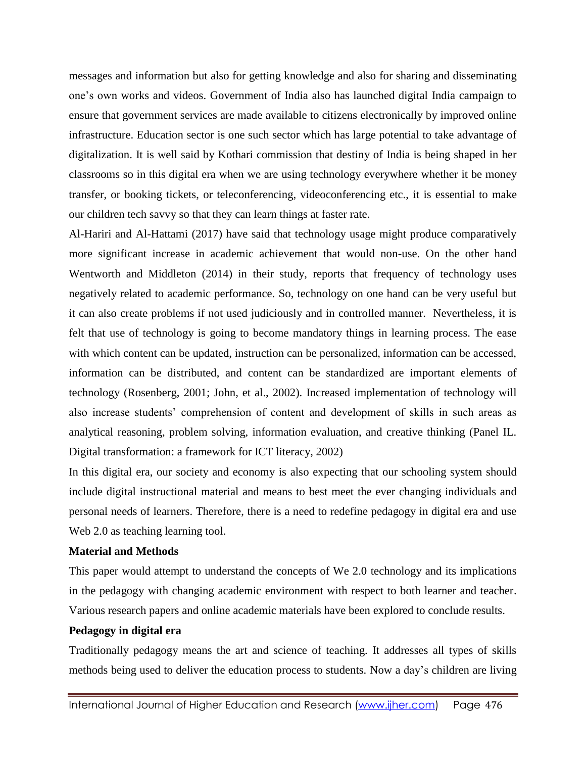messages and information but also for getting knowledge and also for sharing and disseminating one's own works and videos. Government of India also has launched digital India campaign to ensure that government services are made available to citizens electronically by improved online infrastructure. Education sector is one such sector which has large potential to take advantage of digitalization. It is well said by Kothari commission that destiny of India is being shaped in her classrooms so in this digital era when we are using technology everywhere whether it be money transfer, or booking tickets, or teleconferencing, videoconferencing etc., it is essential to make our children tech savvy so that they can learn things at faster rate.

Al-Hariri and Al-Hattami (2017) have said that technology usage might produce comparatively more significant increase in academic achievement that would non-use. On the other hand Wentworth and Middleton (2014) in their study, reports that frequency of technology uses negatively related to academic performance. So, technology on one hand can be very useful but it can also create problems if not used judiciously and in controlled manner. Nevertheless, it is felt that use of technology is going to become mandatory things in learning process. The ease with which content can be updated, instruction can be personalized, information can be accessed, information can be distributed, and content can be standardized are important elements of technology (Rosenberg, 2001; John, et al., 2002). Increased implementation of technology will also increase students' comprehension of content and development of skills in such areas as analytical reasoning, problem solving, information evaluation, and creative thinking (Panel IL. Digital transformation: a framework for ICT literacy, 2002)

In this digital era, our society and economy is also expecting that our schooling system should include digital instructional material and means to best meet the ever changing individuals and personal needs of learners. Therefore, there is a need to redefine pedagogy in digital era and use Web 2.0 as teaching learning tool.

**Material and Methods**

This paper would attempt to understand the concepts of We 2.0 technology and its implications in the pedagogy with changing academic environment with respect to both learner and teacher. Various research papers and online academic materials have been explored to conclude results.

**Pedagogy in digital era**

Traditionally pedagogy means the art and science of teaching. It addresses all types of skills methods being used to deliver the education process to students. Now a day's children are living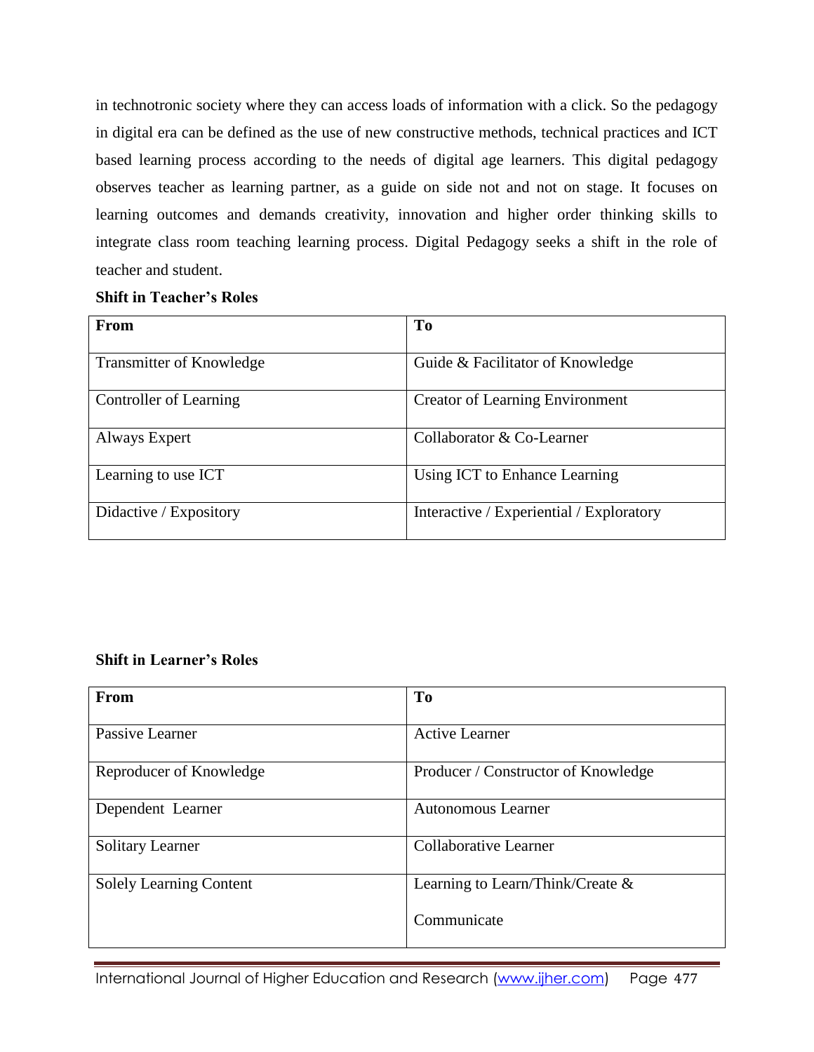in technotronic society where they can access loads of information with a click. So the pedagogy in digital era can be defined as the use of new constructive methods, technical practices and ICT based learning process according to the needs of digital age learners. This digital pedagogy observes teacher as learning partner, as a guide on side not and not on stage. It focuses on learning outcomes and demands creativity, innovation and higher order thinking skills to integrate class room teaching learning process. Digital Pedagogy seeks a shift in the role of teacher and student.

**Shift in Teacher's Roles**

| From | To |
|---|---|
| Transmitter of Knowledge | Guide & Facilitator of Knowledge |
| Controller of Learning | Creator of Learning Environment |
| Always Expert | Collaborator & Co-Learner |
| Learning to use ICT | Using ICT to Enhance Learning |
| Didactive / Expository | Interactive / Experiential / Exploratory |

**Shift in Learner's Roles**

| From | To |
|---|---|
| Passive Learner | Active Learner |
| Reproducer of Knowledge | Producer / Constructor of Knowledge |
| Dependent Learner | Autonomous Learner |
| Solitary Learner | Collaborative Learner |
| Solely Learning Content | Learning to Learn/Think/Create & Communicate |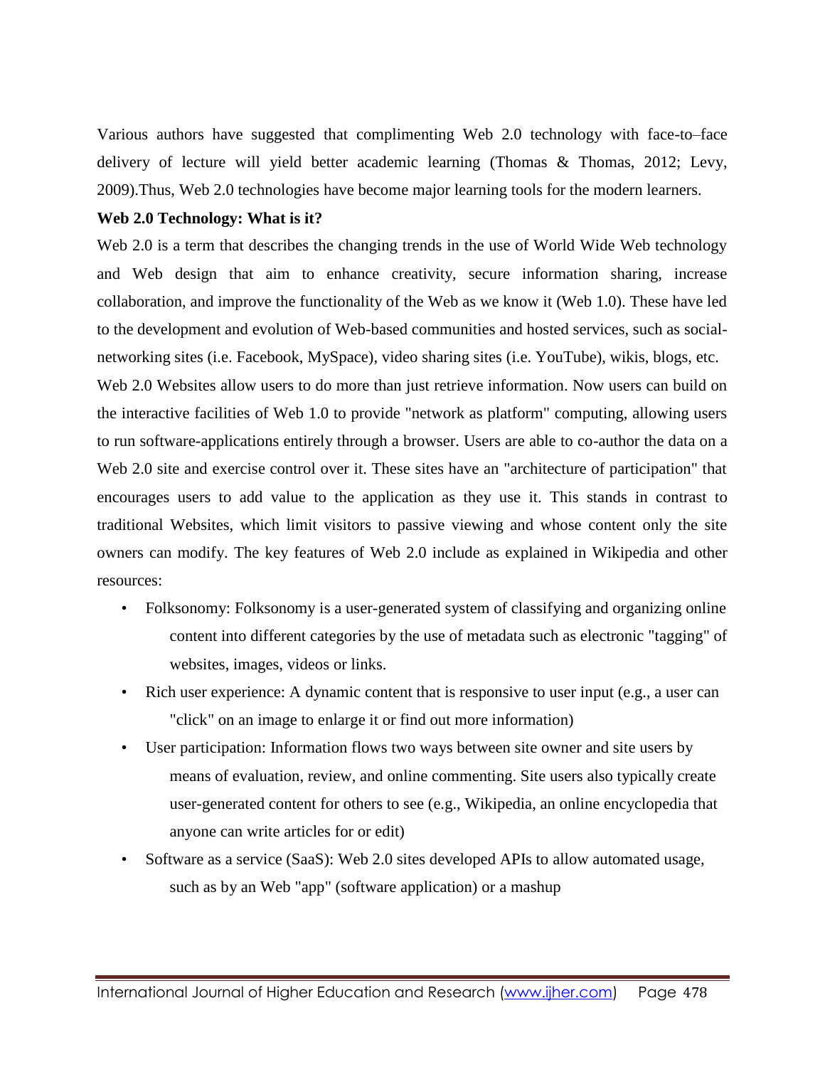Various authors have suggested that complimenting Web 2.0 technology with face-to–face delivery of lecture will yield better academic learning (Thomas & Thomas, 2012; Levy, 2009).Thus, Web 2.0 technologies have become major learning tools for the modern learners.

**Web 2.0 Technology: What is it?**

Web 2.0 is a term that describes the changing trends in the use of World Wide Web technology and Web design that aim to enhance creativity, secure information sharing, increase collaboration, and improve the functionality of the Web as we know it (Web 1.0). These have led to the development and evolution of Web-based communities and hosted services, such as social-networking sites (i.e. Facebook, MySpace), video sharing sites (i.e. YouTube), wikis, blogs, etc.

Web 2.0 Websites allow users to do more than just retrieve information. Now users can build on the interactive facilities of Web 1.0 to provide "network as platform" computing, allowing users to run software-applications entirely through a browser. Users are able to co-author the data on a Web 2.0 site and exercise control over it. These sites have an "architecture of participation" that encourages users to add value to the application as they use it. This stands in contrast to traditional Websites, which limit visitors to passive viewing and whose content only the site owners can modify. The key features of Web 2.0 include as explained in Wikipedia and other resources:

- Folksonomy: Folksonomy is a user-generated system of classifying and organizing online content into different categories by the use of metadata such as electronic "tagging" of websites, images, videos or links.
- Rich user experience: A dynamic content that is responsive to user input (e.g., a user can "click" on an image to enlarge it or find out more information)
- User participation: Information flows two ways between site owner and site users by means of evaluation, review, and online commenting. Site users also typically create user-generated content for others to see (e.g., Wikipedia, an online encyclopedia that anyone can write articles for or edit)
- Software as a service (SaaS): Web 2.0 sites developed APIs to allow automated usage, such as by an Web "app" (software application) or a mashup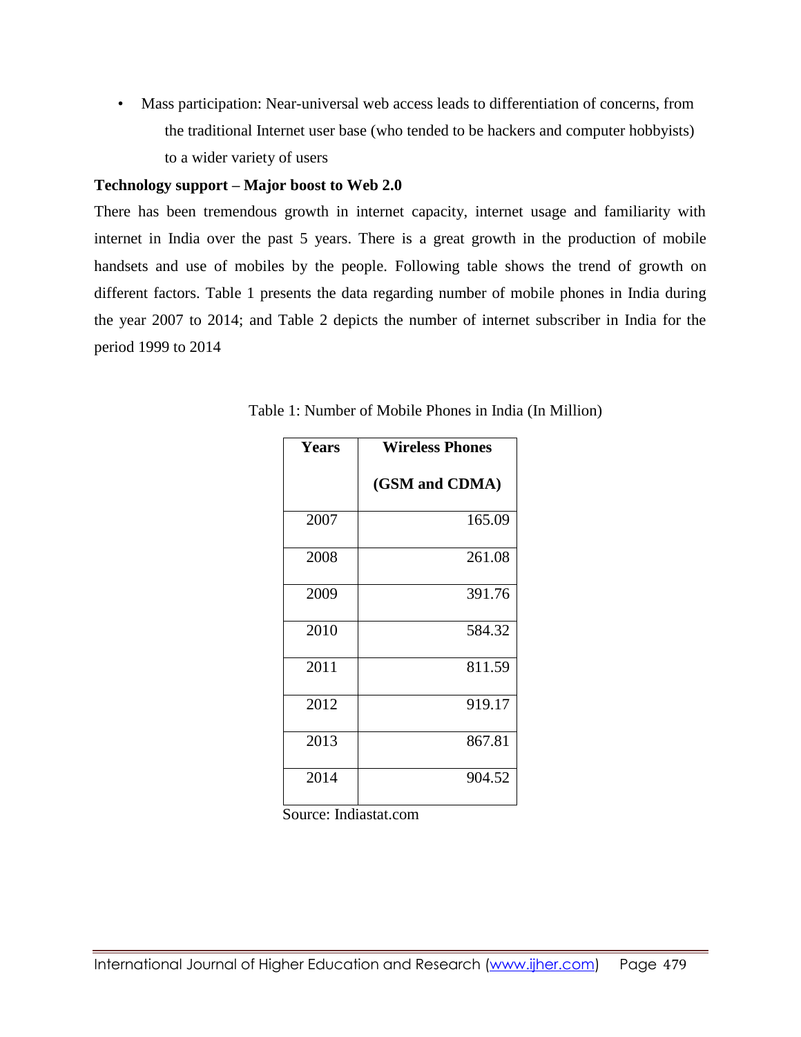- Mass participation: Near-universal web access leads to differentiation of concerns, from the traditional Internet user base (who tended to be hackers and computer hobbyists) to a wider variety of users

**Technology support – Major boost to Web 2.0**

There has been tremendous growth in internet capacity, internet usage and familiarity with internet in India over the past 5 years. There is a great growth in the production of mobile handsets and use of mobiles by the people. Following table shows the trend of growth on different factors. Table 1 presents the data regarding number of mobile phones in India during the year 2007 to 2014; and Table 2 depicts the number of internet subscriber in India for the period 1999 to 2014

Table 1: Number of Mobile Phones in India (In Million)

| Years | Wireless Phones (GSM and CDMA) |
|---|---:|
| 2007 | 165.09 |
| 2008 | 261.08 |
| 2009 | 391.76 |
| 2010 | 584.32 |
| 2011 | 811.59 |
| 2012 | 919.17 |
| 2013 | 867.81 |
| 2014 | 904.52 |

Source: Indiastat.com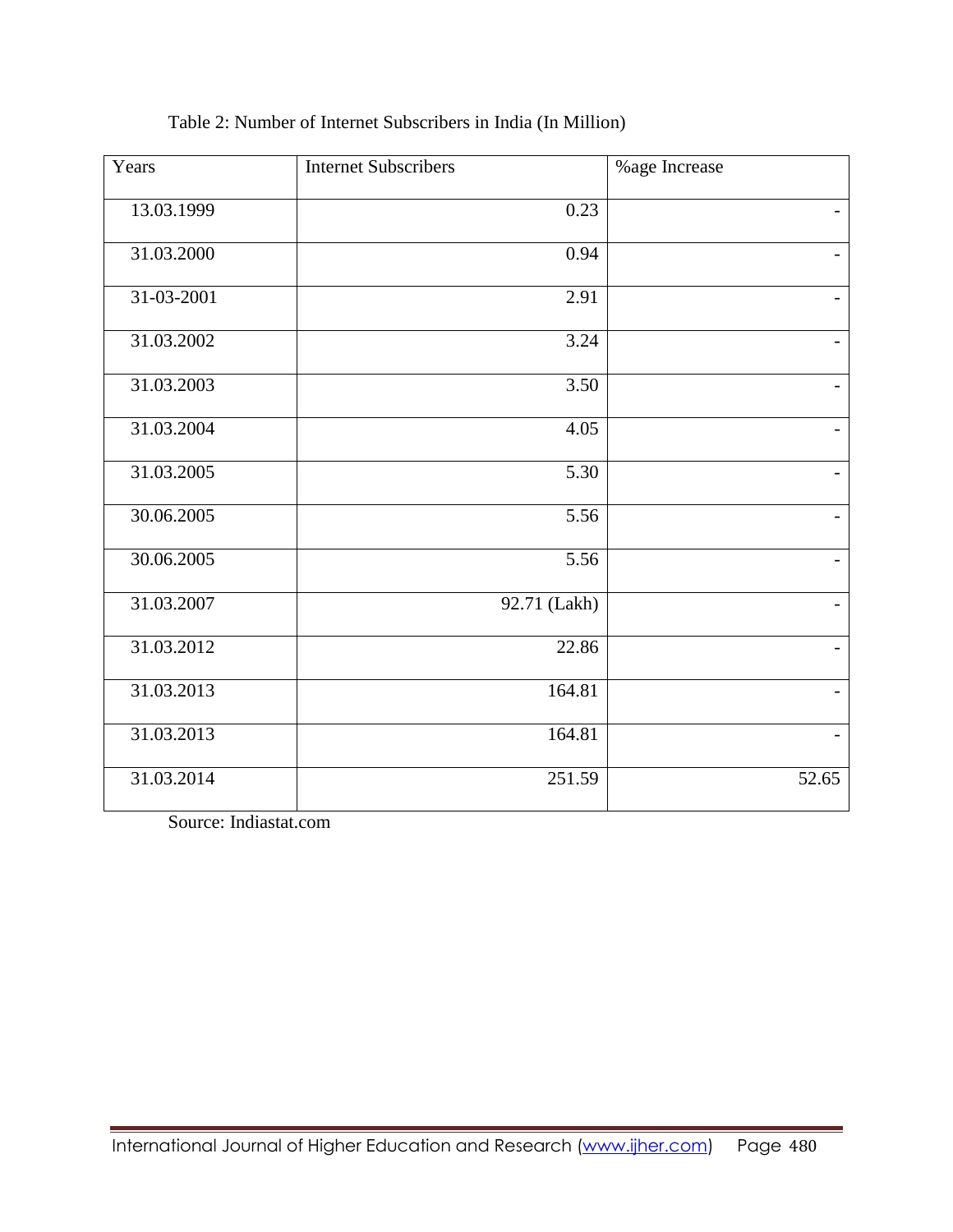Table 2: Number of Internet Subscribers in India (In Million)

| Years | Internet Subscribers | %age Increase |
|---|---|---|
| 13.03.1999 | 0.23 | - |
| 31.03.2000 | 0.94 | - |
| 31-03-2001 | 2.91 | - |
| 31.03.2002 | 3.24 | - |
| 31.03.2003 | 3.50 | - |
| 31.03.2004 | 4.05 | - |
| 31.03.2005 | 5.30 | - |
| 30.06.2005 | 5.56 | - |
| 30.06.2005 | 5.56 | - |
| 31.03.2007 | 92.71 (Lakh) | - |
| 31.03.2012 | 22.86 | - |
| 31.03.2013 | 164.81 | - |
| 31.03.2013 | 164.81 | - |
| 31.03.2014 | 251.59 | 52.65 |

Source: Indiastat.com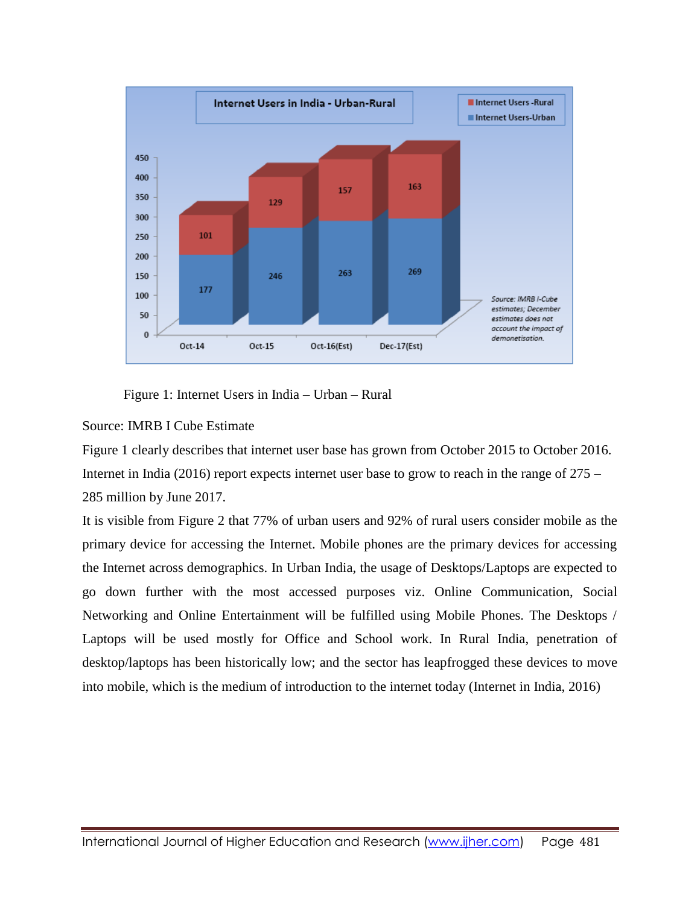Figure 1: Internet Users in India – Urban – Rural

Source: IMRB I Cube Estimate

Figure 1 clearly describes that internet user base has grown from October 2015 to October 2016. Internet in India (2016) report expects internet user base to grow to reach in the range of 275 – 285 million by June 2017.

It is visible from Figure 2 that 77% of urban users and 92% of rural users consider mobile as the primary device for accessing the Internet. Mobile phones are the primary devices for accessing the Internet across demographics. In Urban India, the usage of Desktops/Laptops are expected to go down further with the most accessed purposes viz. Online Communication, Social Networking and Online Entertainment will be fulfilled using Mobile Phones. The Desktops / Laptops will be used mostly for Office and School work. In Rural India, penetration of desktop/laptops has been historically low; and the sector has leapfrogged these devices to move into mobile, which is the medium of introduction to the internet today (Internet in India, 2016)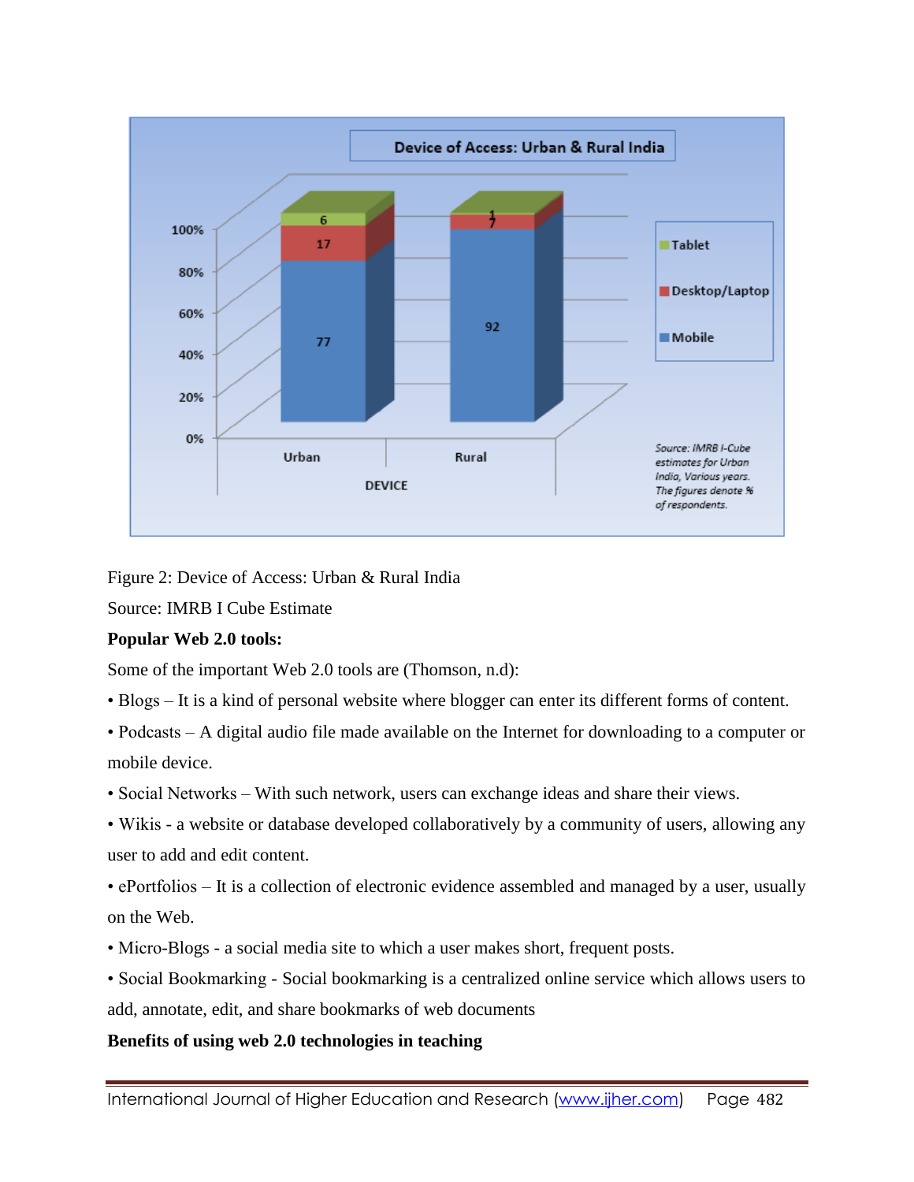Figure 2: Device of Access: Urban & Rural India

Source: IMRB I Cube Estimate

**Popular Web 2.0 tools:**

Some of the important Web 2.0 tools are (Thomson, n.d):

- Blogs – It is a kind of personal website where blogger can enter its different forms of content.
- Podcasts – A digital audio file made available on the Internet for downloading to a computer or mobile device.
- Social Networks – With such network, users can exchange ideas and share their views.
- Wikis - a website or database developed collaboratively by a community of users, allowing any user to add and edit content.
- ePortfolios – It is a collection of electronic evidence assembled and managed by a user, usually on the Web.
- Micro-Blogs - a social media site to which a user makes short, frequent posts.
- Social Bookmarking - Social bookmarking is a centralized online service which allows users to add, annotate, edit, and share bookmarks of web documents

**Benefits of using web 2.0 technologies in teaching**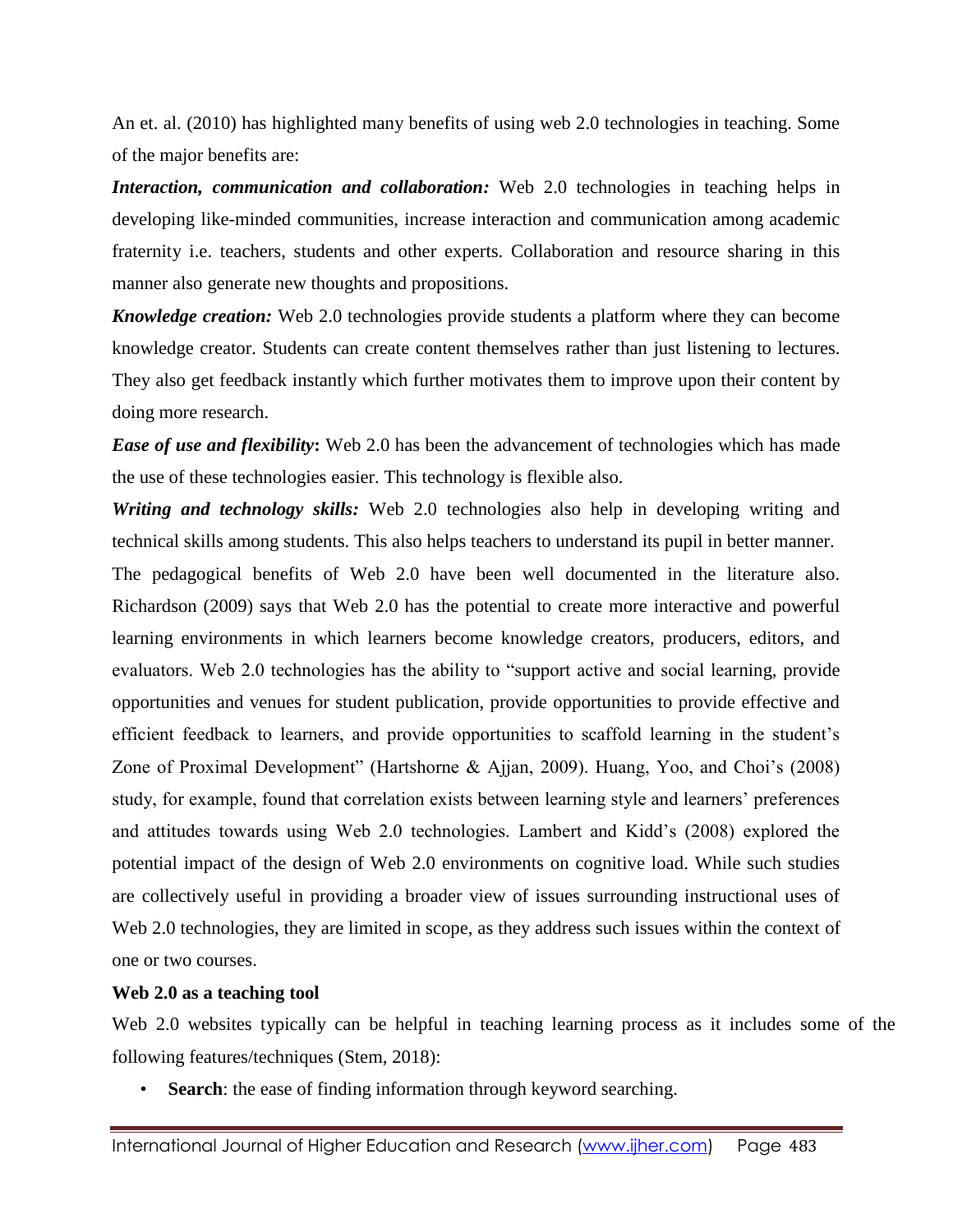An et. al. (2010) has highlighted many benefits of using web 2.0 technologies in teaching. Some of the major benefits are:

***Interaction, communication and collaboration:*** Web 2.0 technologies in teaching helps in developing like-minded communities, increase interaction and communication among academic fraternity i.e. teachers, students and other experts. Collaboration and resource sharing in this manner also generate new thoughts and propositions.

***Knowledge creation:*** Web 2.0 technologies provide students a platform where they can become knowledge creator. Students can create content themselves rather than just listening to lectures. They also get feedback instantly which further motivates them to improve upon their content by doing more research.

***Ease of use and flexibility*:** Web 2.0 has been the advancement of technologies which has made the use of these technologies easier. This technology is flexible also.

***Writing and technology skills:*** Web 2.0 technologies also help in developing writing and technical skills among students. This also helps teachers to understand its pupil in better manner.

The pedagogical benefits of Web 2.0 have been well documented in the literature also. Richardson (2009) says that Web 2.0 has the potential to create more interactive and powerful learning environments in which learners become knowledge creators, producers, editors, and evaluators. Web 2.0 technologies has the ability to "support active and social learning, provide opportunities and venues for student publication, provide opportunities to provide effective and efficient feedback to learners, and provide opportunities to scaffold learning in the student's Zone of Proximal Development" (Hartshorne & Ajjan, 2009). Huang, Yoo, and Choi's (2008) study, for example, found that correlation exists between learning style and learners' preferences and attitudes towards using Web 2.0 technologies. Lambert and Kidd's (2008) explored the potential impact of the design of Web 2.0 environments on cognitive load. While such studies are collectively useful in providing a broader view of issues surrounding instructional uses of Web 2.0 technologies, they are limited in scope, as they address such issues within the context of one or two courses.

**Web 2.0 as a teaching tool**

Web 2.0 websites typically can be helpful in teaching learning process as it includes some of the following features/techniques (Stem, 2018):

- **Search**: the ease of finding information through keyword searching.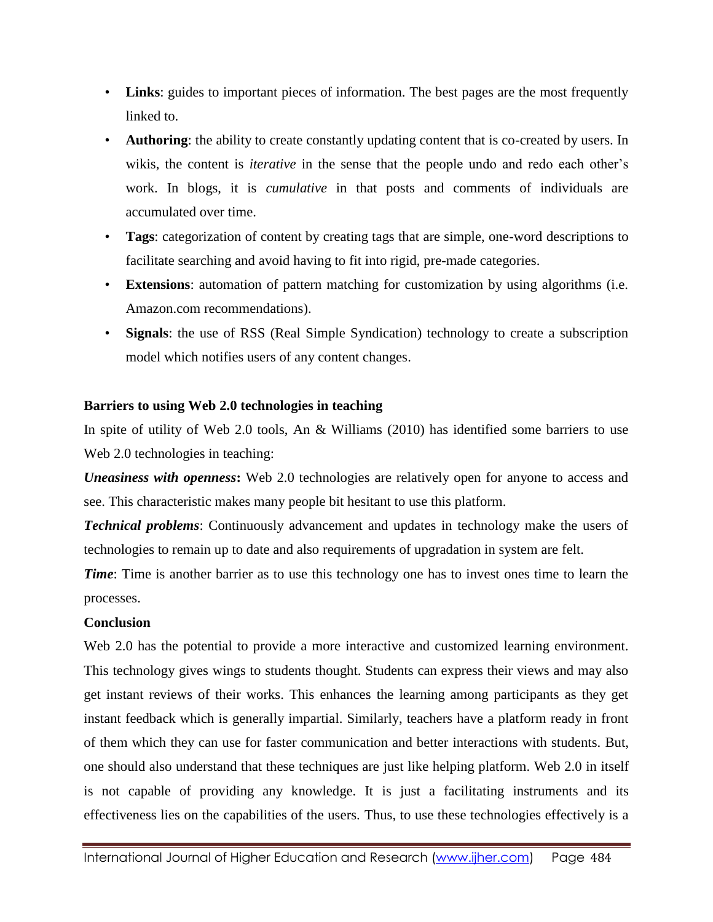- **Links**: guides to important pieces of information. The best pages are the most frequently linked to.
- **Authoring**: the ability to create constantly updating content that is co-created by users. In wikis, the content is *iterative* in the sense that the people undo and redo each other's work. In blogs, it is *cumulative* in that posts and comments of individuals are accumulated over time.
- **Tags**: categorization of content by creating tags that are simple, one-word descriptions to facilitate searching and avoid having to fit into rigid, pre-made categories.
- **Extensions**: automation of pattern matching for customization by using algorithms (i.e. Amazon.com recommendations).
- **Signals**: the use of RSS (Real Simple Syndication) technology to create a subscription model which notifies users of any content changes.

## Barriers to using Web 2.0 technologies in teaching

In spite of utility of Web 2.0 tools, An & Williams (2010) has identified some barriers to use Web 2.0 technologies in teaching:

***Uneasiness with openness*:** Web 2.0 technologies are relatively open for anyone to access and see. This characteristic makes many people bit hesitant to use this platform.

***Technical problems***: Continuously advancement and updates in technology make the users of technologies to remain up to date and also requirements of upgradation in system are felt.

***Time***: Time is another barrier as to use this technology one has to invest ones time to learn the processes.

## Conclusion

Web 2.0 has the potential to provide a more interactive and customized learning environment. This technology gives wings to students thought. Students can express their views and may also get instant reviews of their works. This enhances the learning among participants as they get instant feedback which is generally impartial. Similarly, teachers have a platform ready in front of them which they can use for faster communication and better interactions with students. But, one should also understand that these techniques are just like helping platform. Web 2.0 in itself is not capable of providing any knowledge. It is just a facilitating instruments and its effectiveness lies on the capabilities of the users. Thus, to use these technologies effectively is a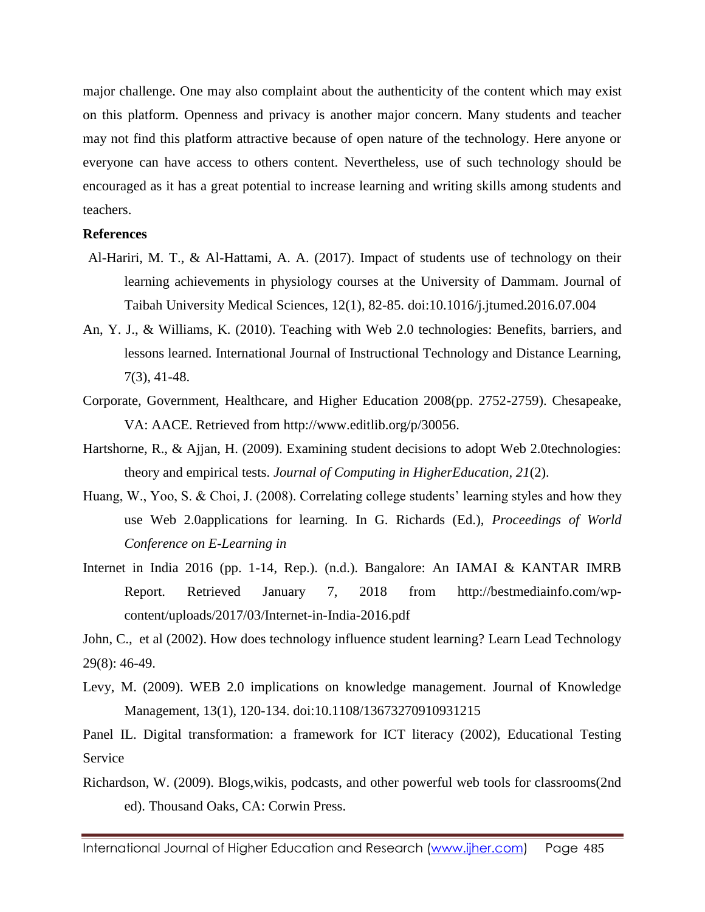major challenge. One may also complaint about the authenticity of the content which may exist on this platform. Openness and privacy is another major concern. Many students and teacher may not find this platform attractive because of open nature of the technology. Here anyone or everyone can have access to others content. Nevertheless, use of such technology should be encouraged as it has a great potential to increase learning and writing skills among students and teachers.

**References**

Al-Hariri, M. T., & Al-Hattami, A. A. (2017). Impact of students use of technology on their learning achievements in physiology courses at the University of Dammam. Journal of Taibah University Medical Sciences, 12(1), 82-85. doi:10.1016/j.jtumed.2016.07.004

An, Y. J., & Williams, K. (2010). Teaching with Web 2.0 technologies: Benefits, barriers, and lessons learned. International Journal of Instructional Technology and Distance Learning, 7(3), 41-48.

Corporate, Government, Healthcare, and Higher Education 2008(pp. 2752-2759). Chesapeake, VA: AACE. Retrieved from http://www.editlib.org/p/30056.

Hartshorne, R., & Ajjan, H. (2009). Examining student decisions to adopt Web 2.0technologies: theory and empirical tests. *Journal of Computing in HigherEducation, 21*(2).

Huang, W., Yoo, S. & Choi, J. (2008). Correlating college students' learning styles and how they use Web 2.0applications for learning. In G. Richards (Ed.), *Proceedings of World Conference on E-Learning in*

Internet in India 2016 (pp. 1-14, Rep.). (n.d.). Bangalore: An IAMAI & KANTAR IMRB Report. Retrieved January 7, 2018 from http://bestmediainfo.com/wp-content/uploads/2017/03/Internet-in-India-2016.pdf

John, C., et al (2002). How does technology influence student learning? Learn Lead Technology 29(8): 46-49.

Levy, M. (2009). WEB 2.0 implications on knowledge management. Journal of Knowledge Management, 13(1), 120-134. doi:10.1108/13673270910931215

Panel IL. Digital transformation: a framework for ICT literacy (2002), Educational Testing Service

Richardson, W. (2009). Blogs,wikis, podcasts, and other powerful web tools for classrooms(2nd ed). Thousand Oaks, CA: Corwin Press.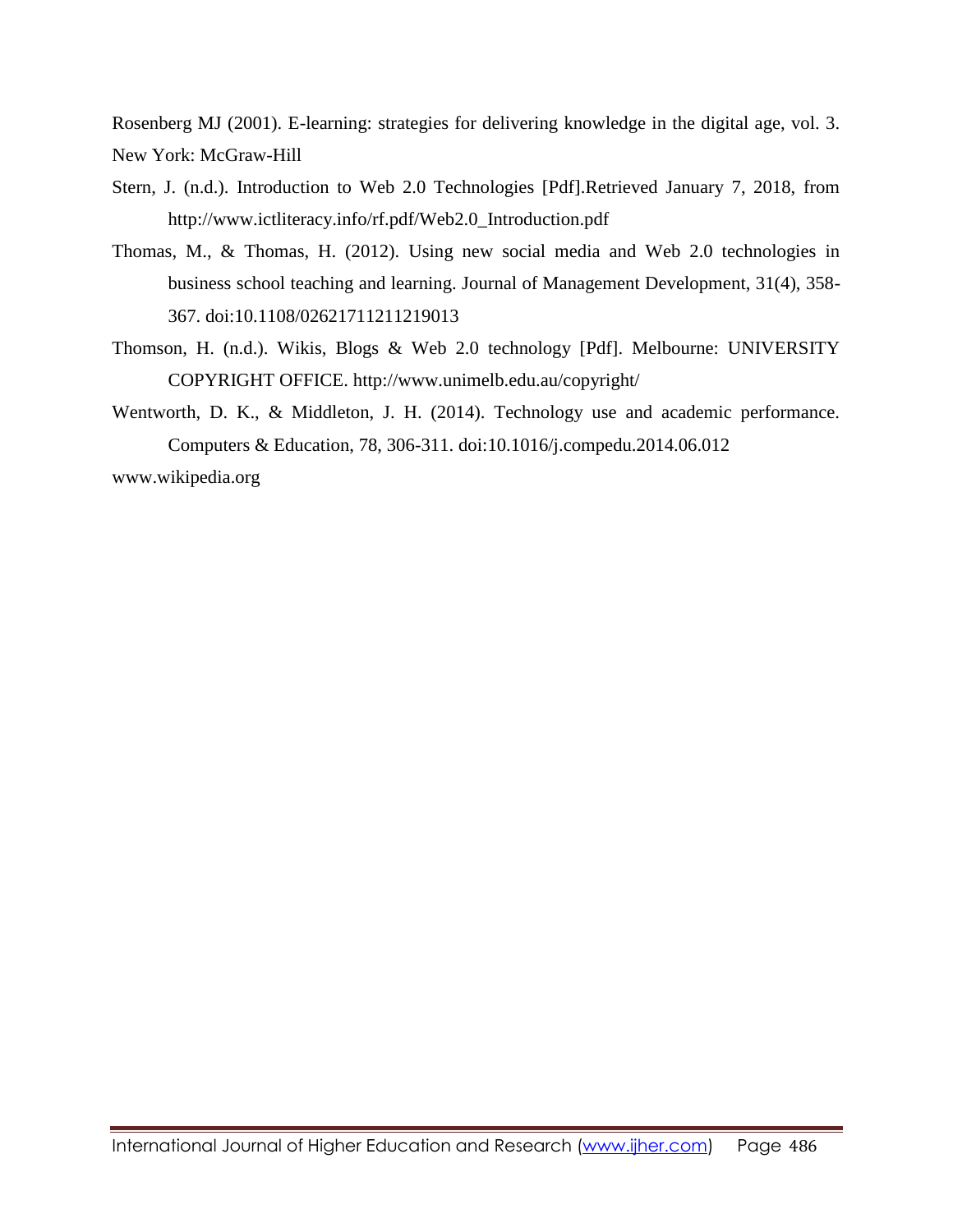Rosenberg MJ (2001). E-learning: strategies for delivering knowledge in the digital age, vol. 3. New York: McGraw-Hill

Stern, J. (n.d.). Introduction to Web 2.0 Technologies [Pdf].Retrieved January 7, 2018, from http://www.ictliteracy.info/rf.pdf/Web2.0_Introduction.pdf

Thomas, M., & Thomas, H. (2012). Using new social media and Web 2.0 technologies in business school teaching and learning. Journal of Management Development, 31(4), 358-367. doi:10.1108/02621711211219013

Thomson, H. (n.d.). Wikis, Blogs & Web 2.0 technology [Pdf]. Melbourne: UNIVERSITY COPYRIGHT OFFICE. http://www.unimelb.edu.au/copyright/

Wentworth, D. K., & Middleton, J. H. (2014). Technology use and academic performance. Computers & Education, 78, 306-311. doi:10.1016/j.compedu.2014.06.012

www.wikipedia.org